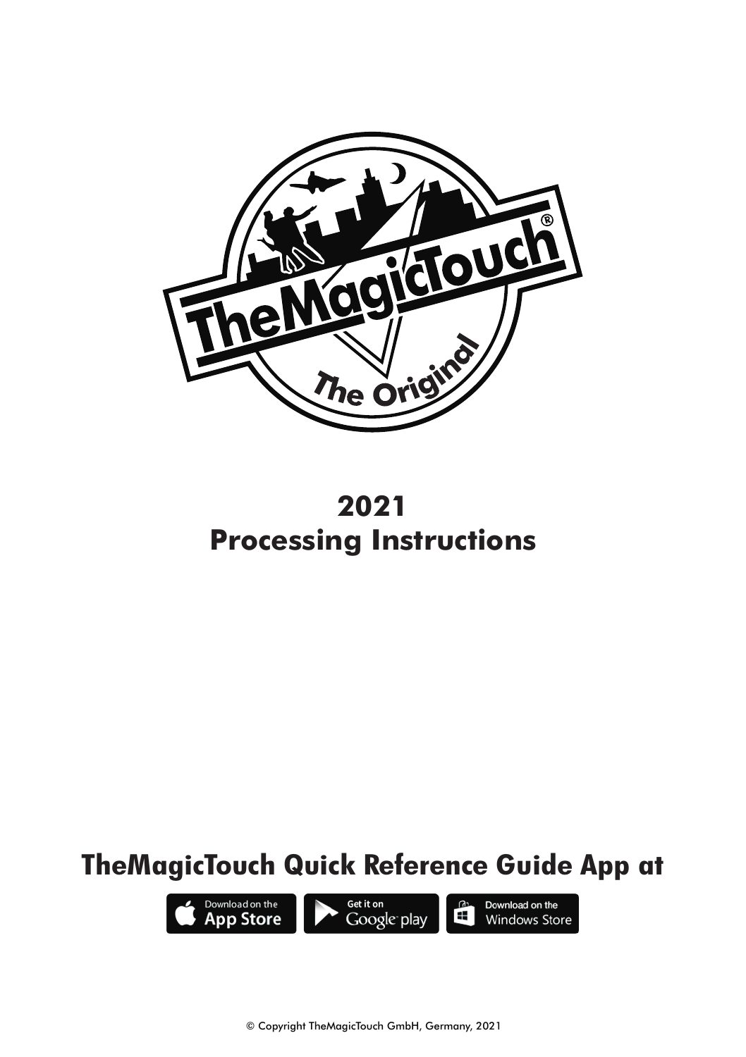# 2021
# Processing Instructions

## TheMagicTouch Quick Reference Guide App at

Download on the App Store | Get it on Google play | Download on the Windows Store

© Copyright TheMagicTouch GmbH, Germany, 2021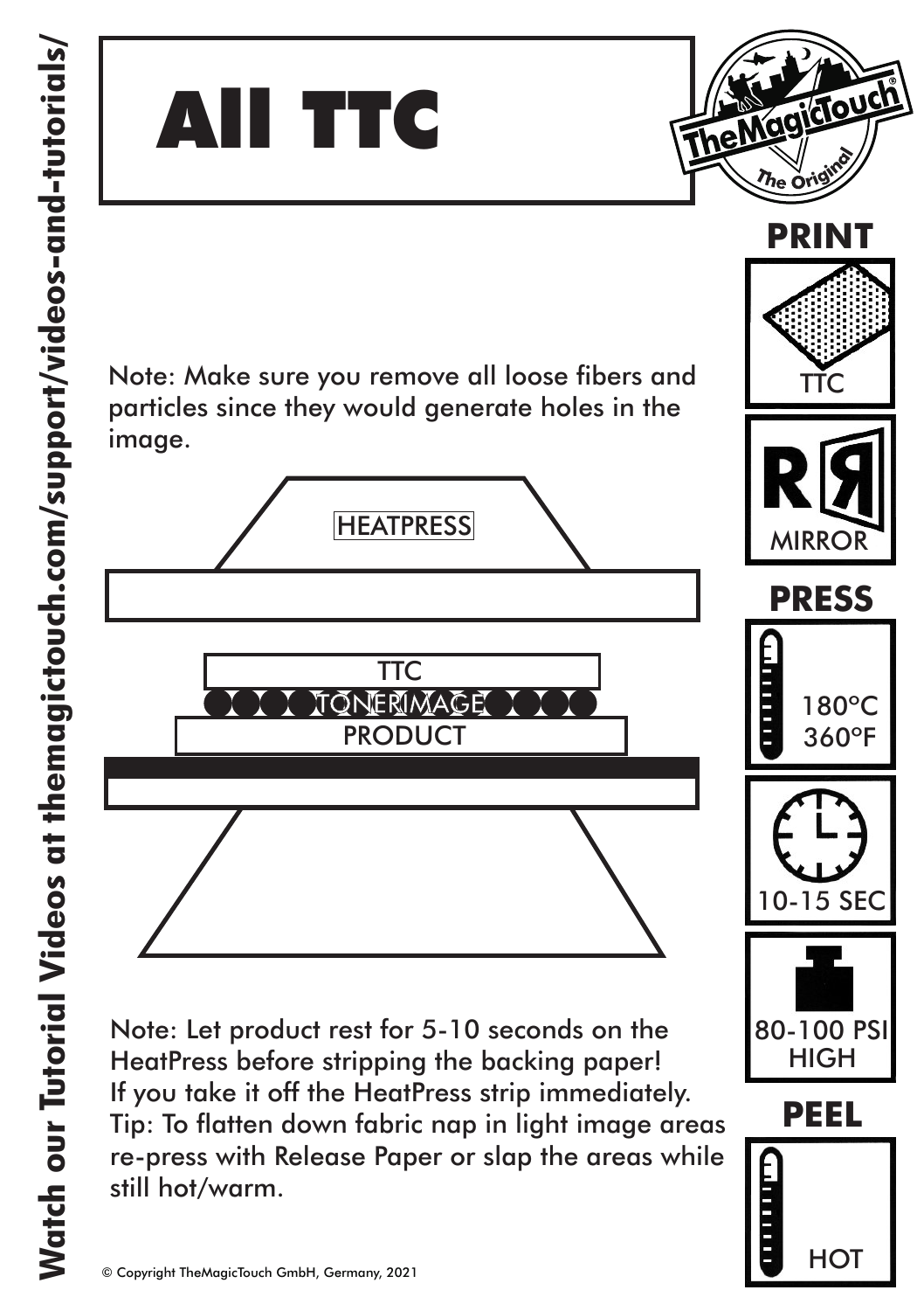Watch our Tutorial Videos at themagictouch.com/support/videos-and-tutorials/

# All TTC

TheMagicTouch® The Original

## PRINT

TTC

MIRROR

Note: Make sure you remove all loose fibers and particles since they would generate holes in the image.

HEATPRESS

TTC

TONER IMAGE

PRODUCT

## PRESS

180°C
360°F

10-15 SEC

80-100 PSI
HIGH

## PEEL

HOT

Note: Let product rest for 5-10 seconds on the HeatPress before stripping the backing paper!
If you take it off the HeatPress strip immediately.
Tip: To flatten down fabric nap in light image areas re-press with Release Paper or slap the areas while still hot/warm.

© Copyright TheMagicTouch GmbH, Germany, 2021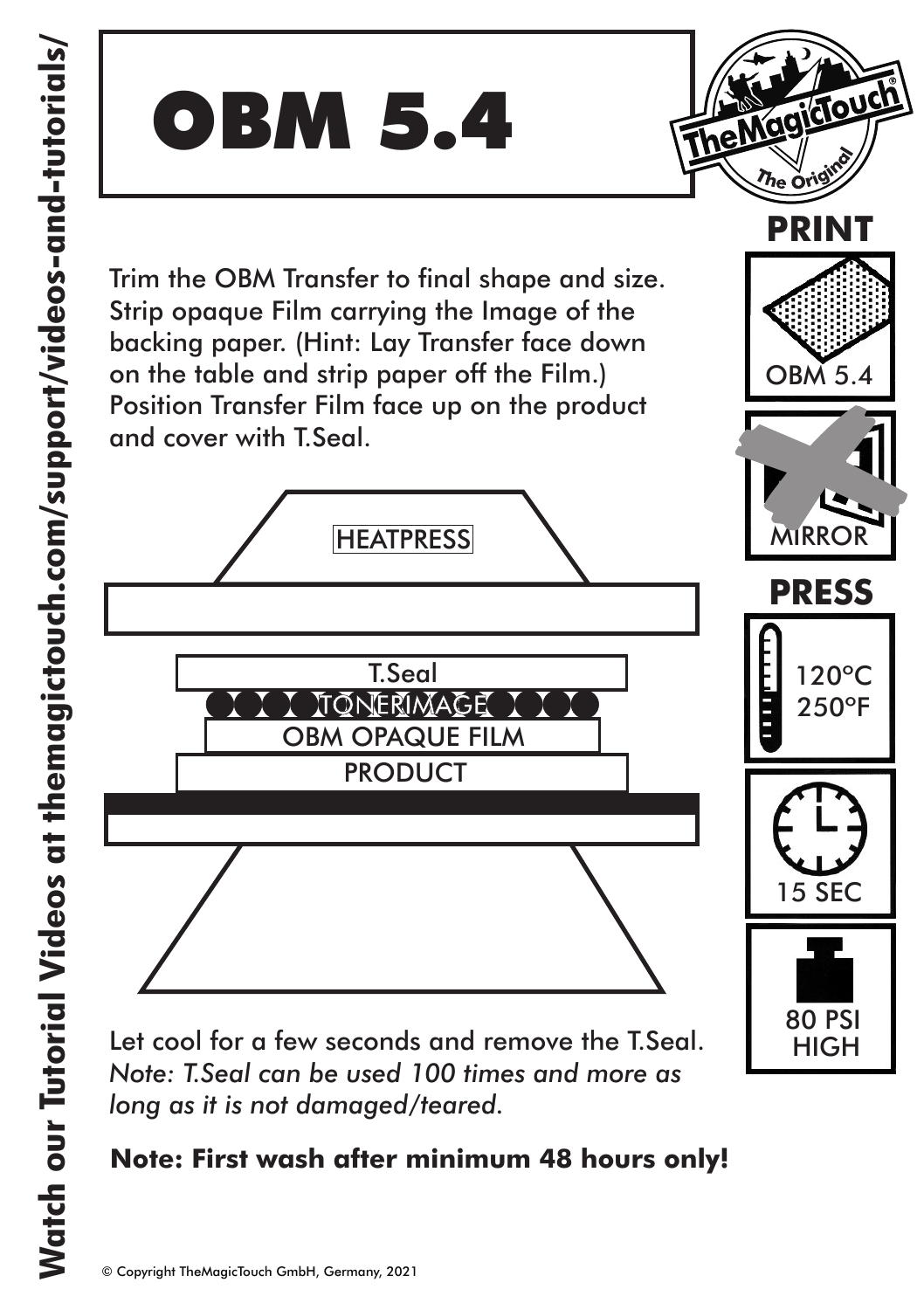# OBM 5.4

Trim the OBM Transfer to final shape and size. Strip opaque Film carrying the Image of the backing paper. (Hint: Lay Transfer face down on the table and strip paper off the Film.) Position Transfer Film face up on the product and cover with T.Seal.

HEATPRESS

T.Seal

TONERIMAGE

OBM OPAQUE FILM

PRODUCT

**PRINT**

OBM 5.4

MIRROR

**PRESS**

120°C
250°F

15 SEC

80 PSI
HIGH

Let cool for a few seconds and remove the T.Seal.
*Note: T.Seal can be used 100 times and more as long as it is not damaged/teared.*

**Note: First wash after minimum 48 hours only!**

**Watch our Tutorial Videos at themagictouch.com/support/videos-and-tutorials/**

© Copyright TheMagicTouch GmbH, Germany, 2021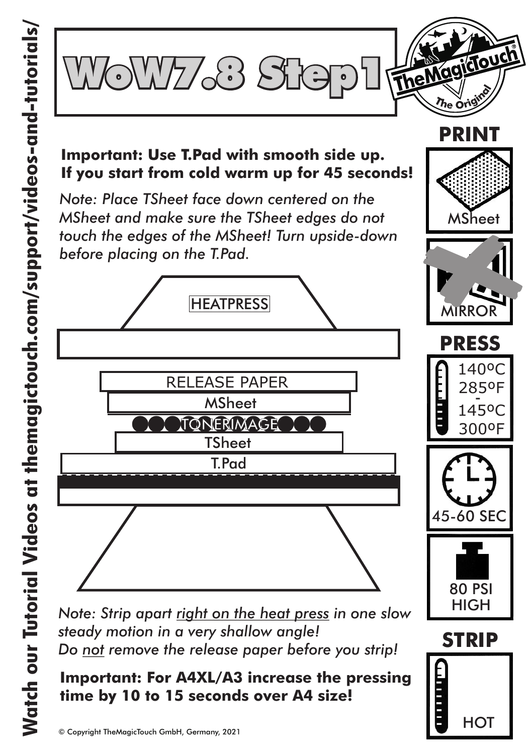# WoW7.8 Step1

Watch our Tutorial Videos at themagictouch.com/support/videos-and-tutorials/

**Important: Use T.Pad with smooth side up.**
**If you start from cold warm up for 45 seconds!**

*Note: Place TSheet face down centered on the MSheet and make sure the TSheet edges do not touch the edges of the MSheet! Turn upside-down before placing on the T.Pad.*

HEATPRESS

RELEASE PAPER

MSheet

TONERIMAGE

TSheet

T.Pad

## PRINT

MSheet

MIRROR

## PRESS

140ºC
285ºF
-
145ºC
300ºF

45-60 SEC

80 PSI
HIGH

## STRIP

HOT

*Note: Strip apart <u>right on the heat press</u> in one slow steady motion in a very shallow angle!*
*Do <u>not</u> remove the release paper before you strip!*

**Important: For A4XL/A3 increase the pressing time by 10 to 15 seconds over A4 size!**

© Copyright TheMagicTouch GmbH, Germany, 2021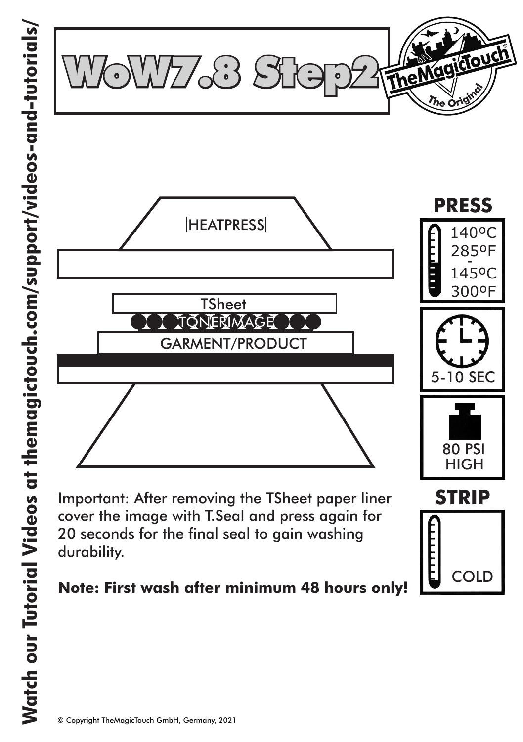# WoW7.8 Step2

HEATPRESS

TSheet

TONERIMAGE

GARMENT/PRODUCT

**PRESS**

140ºC
285ºF
-
145ºC
300ºF

5-10 SEC

80 PSI
HIGH

**STRIP**

COLD

Important: After removing the TSheet paper liner cover the image with T.Seal and press again for 20 seconds for the final seal to gain washing durability.

**Note: First wash after minimum 48 hours only!**

**Watch our Tutorial Videos at themagictouch.com/support/videos-and-tutorials/**

© Copyright TheMagicTouch GmbH, Germany, 2021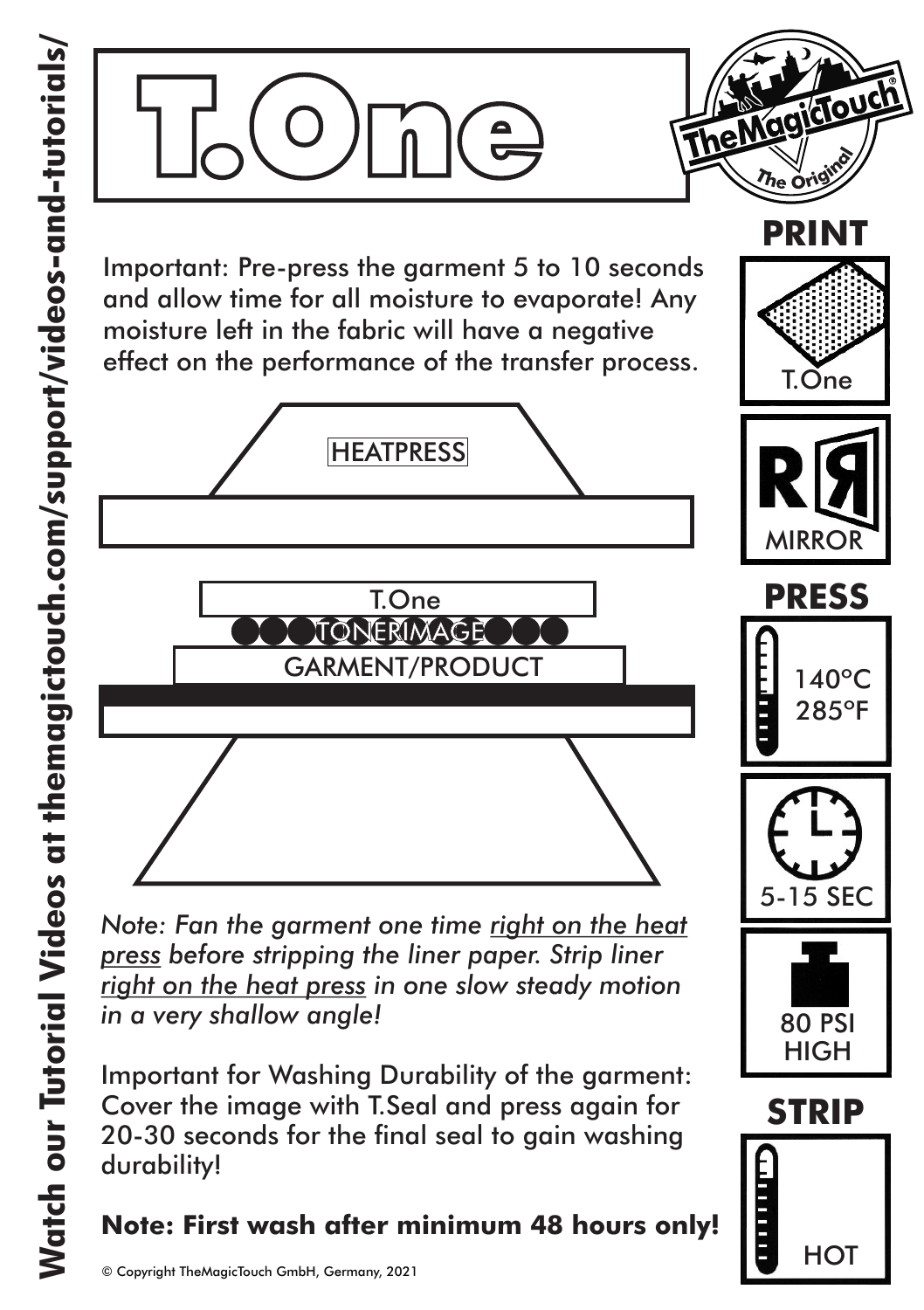Watch our Tutorial Videos at themagictouch.com/support/videos-and-tutorials/

# T.One

TheMagicTouch® The Original

Important: Pre-press the garment 5 to 10 seconds and allow time for all moisture to evaporate! Any moisture left in the fabric will have a negative effect on the performance of the transfer process.

HEATPRESS

T.One

TONERIMAGE

GARMENT/PRODUCT

*Note: Fan the garment one time right on the heat press before stripping the liner paper. Strip liner right on the heat press in one slow steady motion in a very shallow angle!*

Important for Washing Durability of the garment: Cover the image with T.Seal and press again for 20-30 seconds for the final seal to gain washing durability!

**Note: First wash after minimum 48 hours only!**

## PRINT

T.One

MIRROR

## PRESS

140°C
285°F

5-15 SEC

80 PSI
HIGH

## STRIP

HOT

© Copyright TheMagicTouch GmbH, Germany, 2021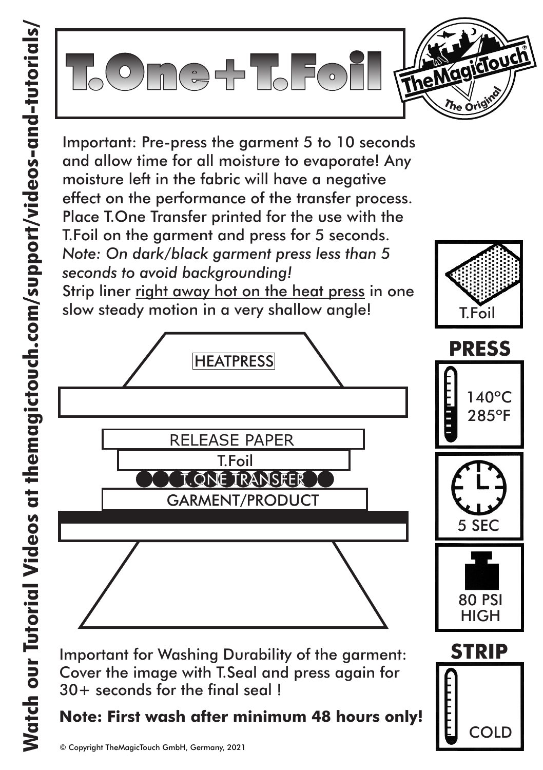Watch our Tutorial Videos at themagictouch.com/support/videos-and-tutorials/

# T.One+T.Foil

TheMagicTouch® The Original

Important: Pre-press the garment 5 to 10 seconds and allow time for all moisture to evaporate! Any moisture left in the fabric will have a negative effect on the performance of the transfer process. Place T.One Transfer printed for the use with the T.Foil on the garment and press for 5 seconds. *Note: On dark/black garment press less than 5 seconds to avoid backgrounding!*
Strip liner <u>right away hot on the heat press</u> in one slow steady motion in a very shallow angle!

T.Foil

HEATPRESS

RELEASE PAPER

T.Foil

T.ONE TRANSFER

GARMENT/PRODUCT

**PRESS**

140°C
285°F

5 SEC

80 PSI
HIGH

**STRIP**

COLD

Important for Washing Durability of the garment: Cover the image with T.Seal and press again for 30+ seconds for the final seal !

**Note: First wash after minimum 48 hours only!**

© Copyright TheMagicTouch GmbH, Germany, 2021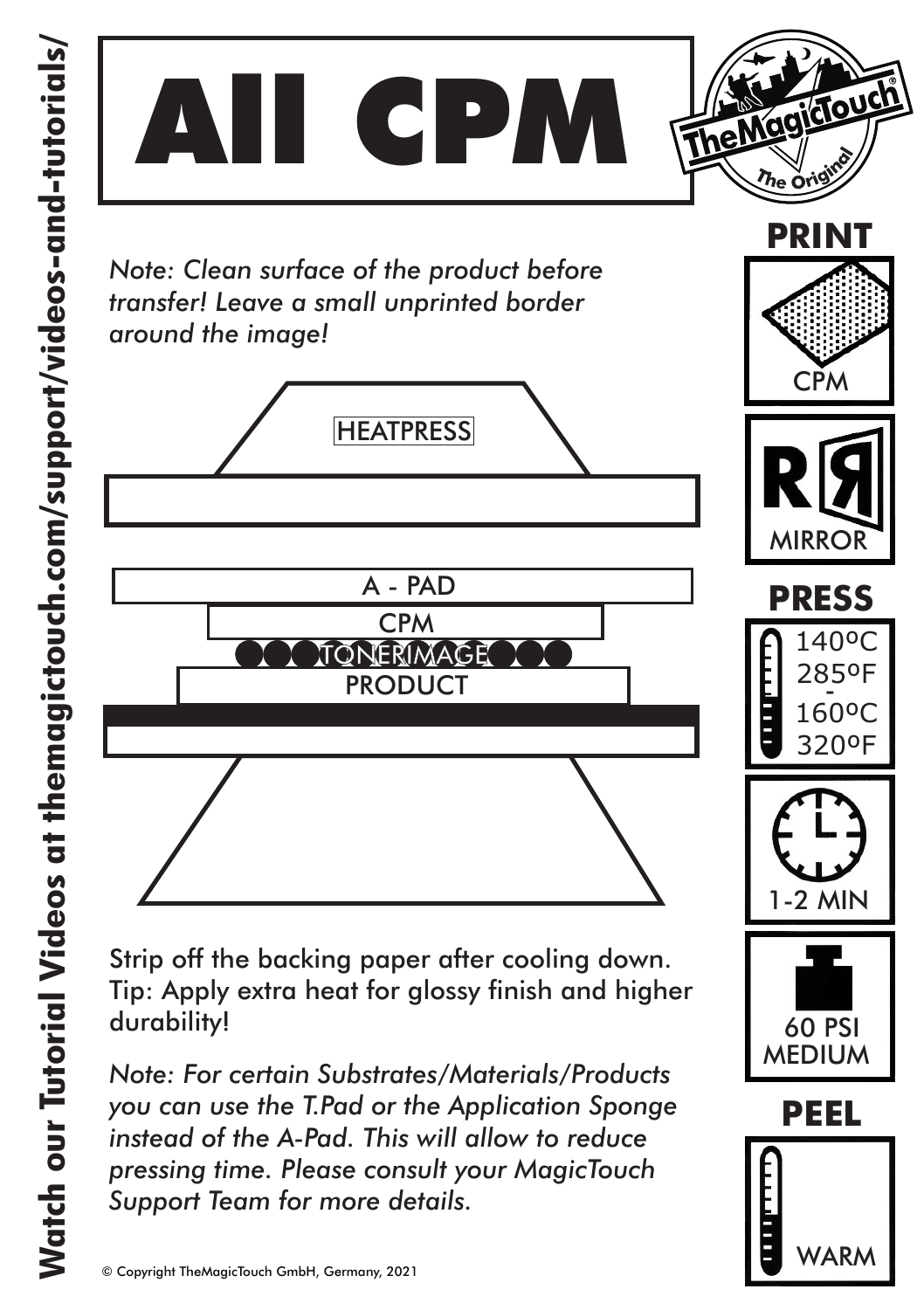Watch our Tutorial Videos at themagictouch.com/support/videos-and-tutorials/

# All CPM

*Note: Clean surface of the product before transfer! Leave a small unprinted border around the image!*

HEATPRESS

A - PAD

CPM

TONERIMAGE

PRODUCT

Strip off the backing paper after cooling down.
Tip: Apply extra heat for glossy finish and higher durability!

*Note: For certain Substrates/Materials/Products you can use the T.Pad or the Application Sponge instead of the A-Pad. This will allow to reduce pressing time. Please consult your MagicTouch Support Team for more details.*

## PRINT

CPM

MIRROR

## PRESS

140ºC
285ºF
-
160ºC
320ºF

1-2 MIN

60 PSI
MEDIUM

## PEEL

WARM

© Copyright TheMagicTouch GmbH, Germany, 2021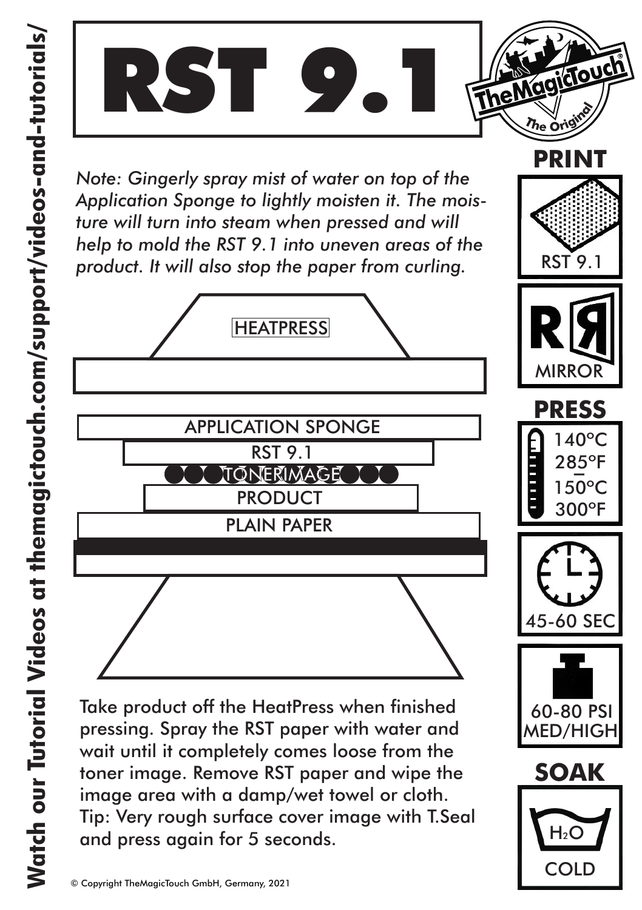Watch our Tutorial Videos at themagictouch.com/support/videos-and-tutorials/

# RST 9.1

*Note: Gingerly spray mist of water on top of the Application Sponge to lightly moisten it. The moisture will turn into steam when pressed and will help to mold the RST 9.1 into uneven areas of the product. It will also stop the paper from curling.*

HEATPRESS

APPLICATION SPONGE

RST 9.1

TONERIMAGE

PRODUCT

PLAIN PAPER

Take product off the HeatPress when finished pressing. Spray the RST paper with water and wait until it completely comes loose from the toner image. Remove RST paper and wipe the image area with a damp/wet towel or cloth.
Tip: Very rough surface cover image with T.Seal and press again for 5 seconds.

## PRINT

RST 9.1

MIRROR

## PRESS

140°C
285°F
–
150°C
300°F

45-60 SEC

60-80 PSI
MED/HIGH

## SOAK

$H_2O$

COLD

© Copyright TheMagicTouch GmbH, Germany, 2021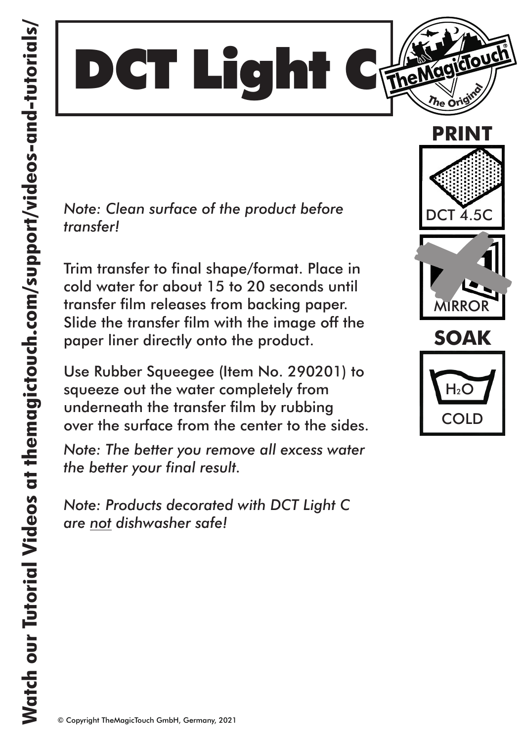# DCT Light C

**Watch our Tutorial Videos at themagictouch.com/support/videos-and-tutorials/**

**PRINT**

DCT 4.5C

MIRROR

**SOAK**

$H_2O$

COLD

*Note: Clean surface of the product before transfer!*

Trim transfer to final shape/format. Place in cold water for about 15 to 20 seconds until transfer film releases from backing paper. Slide the transfer film with the image off the paper liner directly onto the product.

Use Rubber Squeegee (Item No. 290201) to squeeze out the water completely from underneath the transfer film by rubbing over the surface from the center to the sides.

*Note: The better you remove all excess water the better your final result.*

*Note: Products decorated with DCT Light C are <u>not</u> dishwasher safe!*

© Copyright TheMagicTouch GmbH, Germany, 2021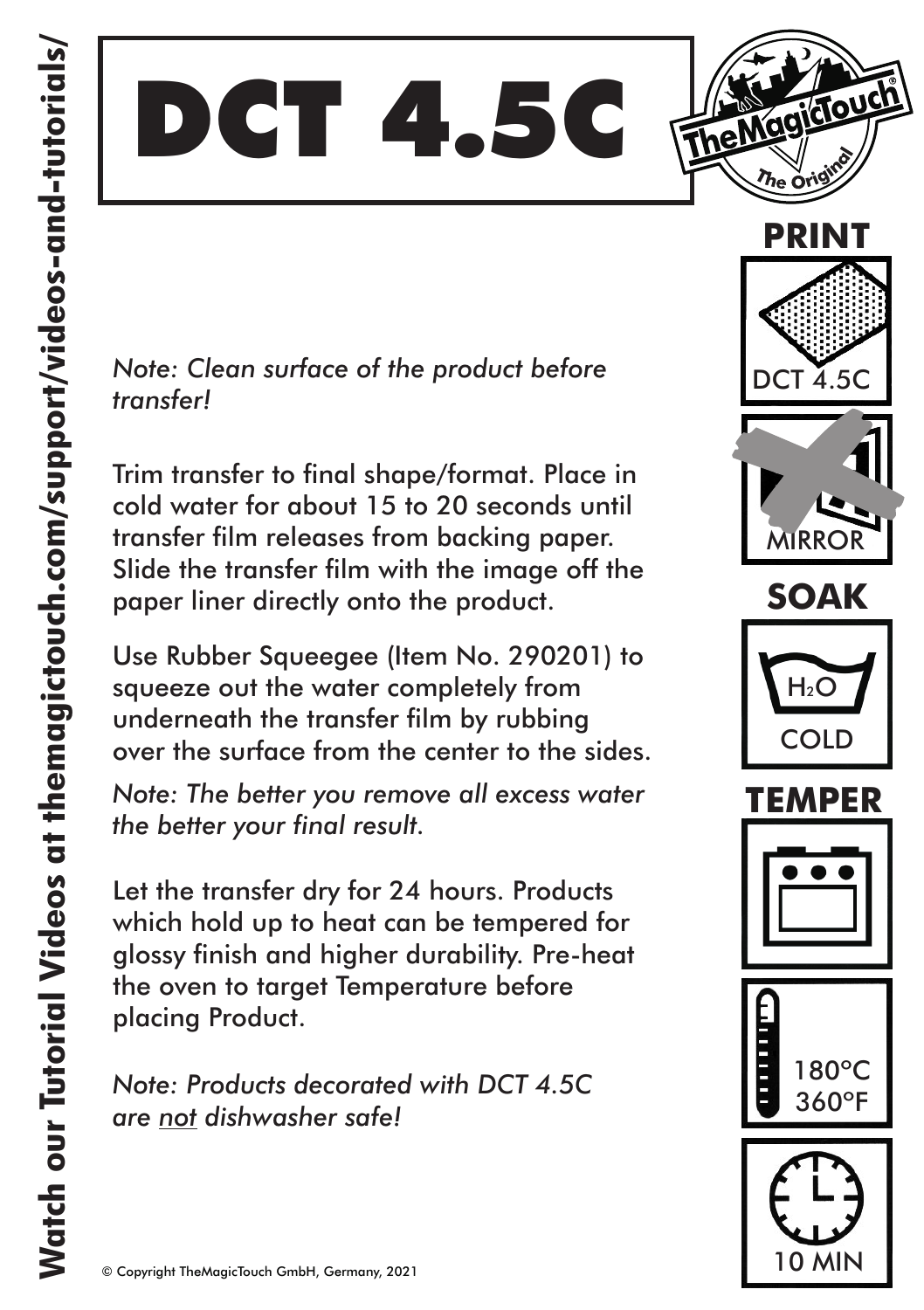# DCT 4.5C

*Note: Clean surface of the product before transfer!*

Trim transfer to final shape/format. Place in cold water for about 15 to 20 seconds until transfer film releases from backing paper. Slide the transfer film with the image off the paper liner directly onto the product.

Use Rubber Squeegee (Item No. 290201) to squeeze out the water completely from underneath the transfer film by rubbing over the surface from the center to the sides.

*Note: The better you remove all excess water the better your final result.*

Let the transfer dry for 24 hours. Products which hold up to heat can be tempered for glossy finish and higher durability. Pre-heat the oven to target Temperature before placing Product.

*Note: Products decorated with DCT 4.5C are not dishwasher safe!*

**PRINT**

DCT 4.5C

MIRROR

**SOAK**

$H_2O$

COLD

**TEMPER**

180°C
360°F

10 MIN

**Watch our Tutorial Videos at themagictouch.com/support/videos-and-tutorials/**

© Copyright TheMagicTouch GmbH, Germany, 2021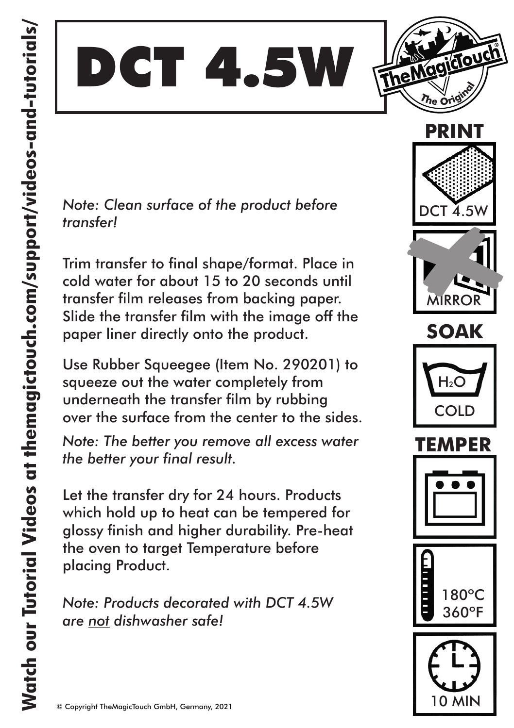# DCT 4.5W

*Note: Clean surface of the product before transfer!*

Trim transfer to final shape/format. Place in cold water for about 15 to 20 seconds until transfer film releases from backing paper. Slide the transfer film with the image off the paper liner directly onto the product.

Use Rubber Squeegee (Item No. 290201) to squeeze out the water completely from underneath the transfer film by rubbing over the surface from the center to the sides.

*Note: The better you remove all excess water the better your final result.*

Let the transfer dry for 24 hours. Products which hold up to heat can be tempered for glossy finish and higher durability. Pre-heat the oven to target Temperature before placing Product.

*Note: Products decorated with DCT 4.5W are not dishwasher safe!*

**PRINT**

DCT 4.5W

MIRROR

**SOAK**

$H_2O$

COLD

**TEMPER**

180°C
360°F

10 MIN

**Watch our Tutorial Videos at themagictouch.com/support/videos-and-tutorials/**

© Copyright TheMagicTouch GmbH, Germany, 2021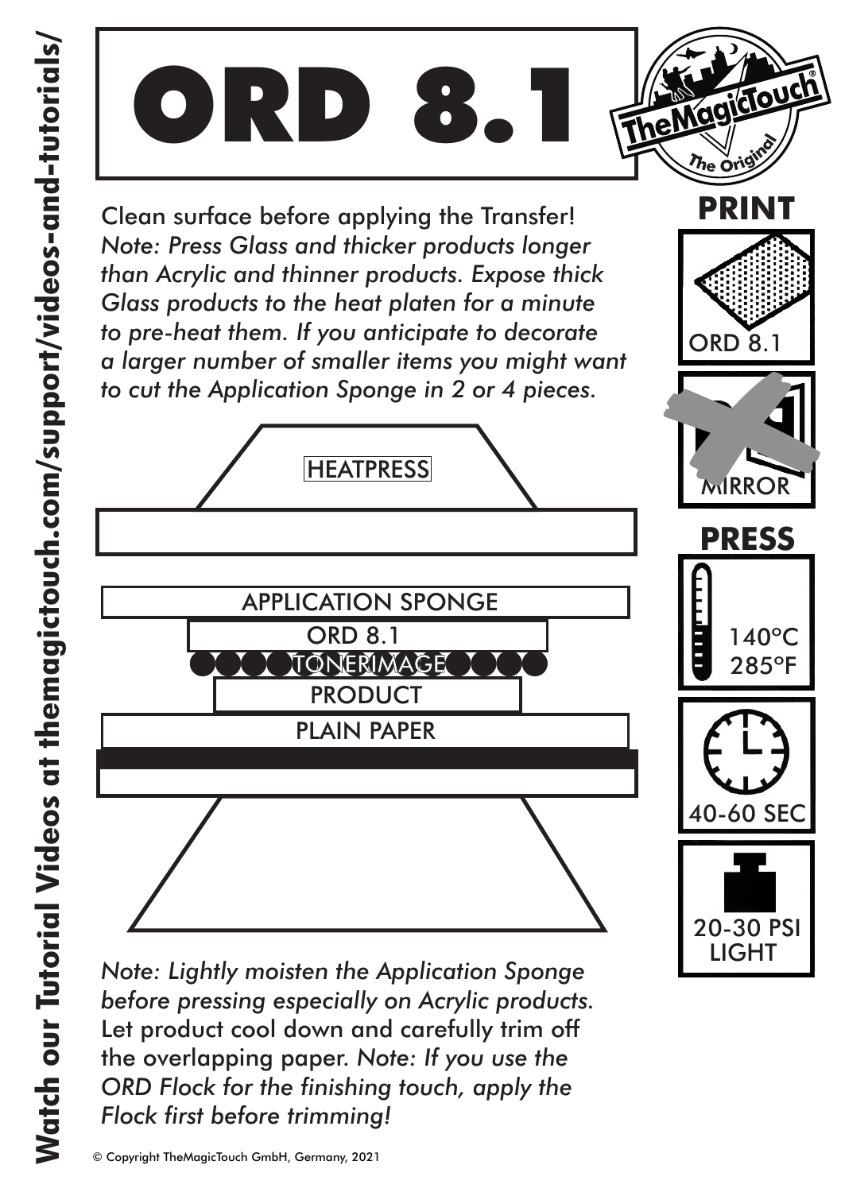# ORD 8.1

Clean surface before applying the Transfer!
*Note: Press Glass and thicker products longer than Acrylic and thinner products. Expose thick Glass products to the heat platen for a minute to pre-heat them. If you anticipate to decorate a larger number of smaller items you might want to cut the Application Sponge in 2 or 4 pieces.*

HEATPRESS

APPLICATION SPONGE

ORD 8.1

TONERIMAGE

PRODUCT

PLAIN PAPER

*Note: Lightly moisten the Application Sponge before pressing especially on Acrylic products.*
Let product cool down and carefully trim off the overlapping paper. *Note: If you use the ORD Flock for the finishing touch, apply the Flock first before trimming!*

**PRINT**

ORD 8.1

MIRROR

**PRESS**

140°C
285°F

40-60 SEC

20-30 PSI
LIGHT

**Watch our Tutorial Videos at themagictouch.com/support/videos-and-tutorials/**

© Copyright TheMagicTouch GmbH, Germany, 2021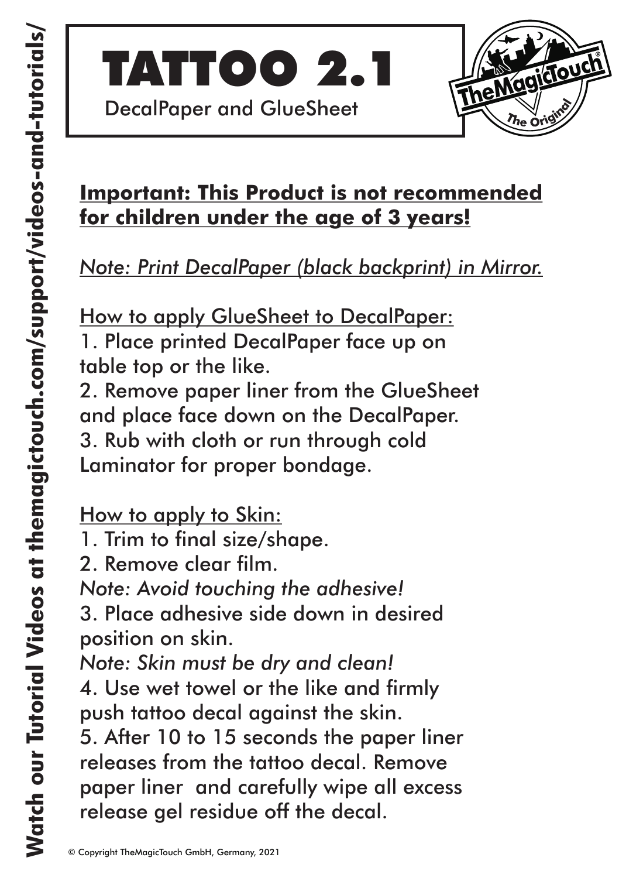# TATTOO 2.1

DecalPaper and GlueSheet

**Watch our Tutorial Videos at themagictouch.com/support/videos-and-tutorials/**

**Important: This Product is not recommended for children under the age of 3 years!**

*Note: Print DecalPaper (black backprint) in Mirror.*

How to apply GlueSheet to DecalPaper:

1. Place printed DecalPaper face up on table top or the like.
2. Remove paper liner from the GlueSheet and place face down on the DecalPaper.
3. Rub with cloth or run through cold Laminator for proper bondage.

How to apply to Skin:

1. Trim to final size/shape.
2. Remove clear film.

*Note: Avoid touching the adhesive!*

3. Place adhesive side down in desired position on skin.

*Note: Skin must be dry and clean!*

4. Use wet towel or the like and firmly push tattoo decal against the skin.
5. After 10 to 15 seconds the paper liner releases from the tattoo decal. Remove paper liner and carefully wipe all excess release gel residue off the decal.

© Copyright TheMagicTouch GmbH, Germany, 2021